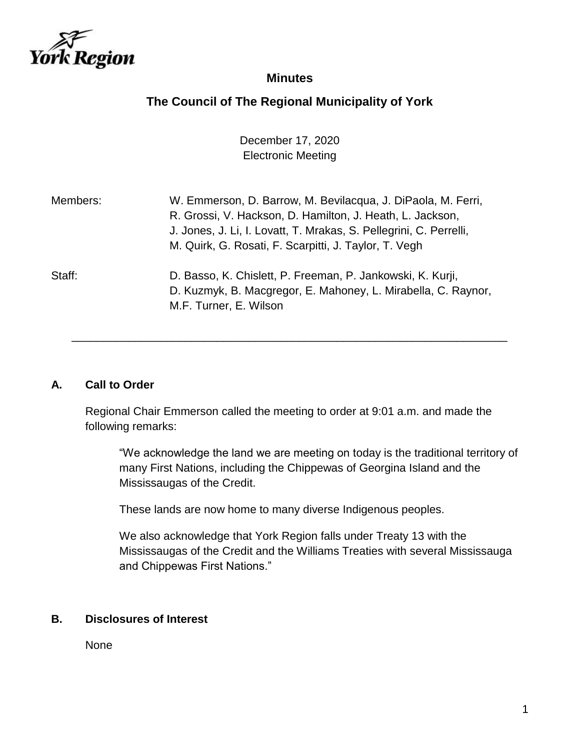# Minutes

## The Council of The Regional Municipality of York

December 17, 2020
Electronic Meeting

Members: W. Emmerson, D. Barrow, M. Bevilacqua, J. DiPaola, M. Ferri, R. Grossi, V. Hackson, D. Hamilton, J. Heath, L. Jackson, J. Jones, J. Li, I. Lovatt, T. Mrakas, S. Pellegrini, C. Perrelli, M. Quirk, G. Rosati, F. Scarpitti, J. Taylor, T. Vegh

Staff: D. Basso, K. Chislett, P. Freeman, P. Jankowski, K. Kurji, D. Kuzmyk, B. Macgregor, E. Mahoney, L. Mirabella, C. Raynor, M.F. Turner, E. Wilson

---

### A. Call to Order

Regional Chair Emmerson called the meeting to order at 9:01 a.m. and made the following remarks:

> "We acknowledge the land we are meeting on today is the traditional territory of many First Nations, including the Chippewas of Georgina Island and the Mississaugas of the Credit.
>
> These lands are now home to many diverse Indigenous peoples.
>
> We also acknowledge that York Region falls under Treaty 13 with the Mississaugas of the Credit and the Williams Treaties with several Mississauga and Chippewas First Nations."

### B. Disclosures of Interest

None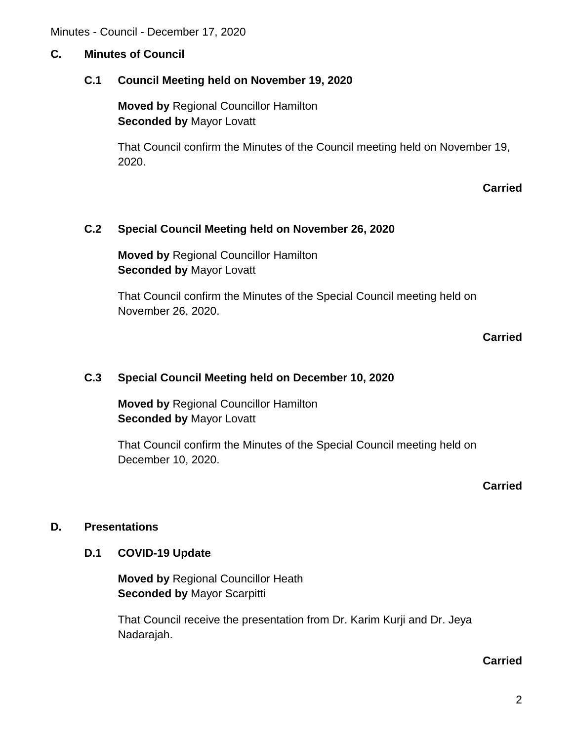## C. Minutes of Council

### C.1 Council Meeting held on November 19, 2020

**Moved by** Regional Councillor Hamilton
**Seconded by** Mayor Lovatt

That Council confirm the Minutes of the Council meeting held on November 19, 2020.

**Carried**

### C.2 Special Council Meeting held on November 26, 2020

**Moved by** Regional Councillor Hamilton
**Seconded by** Mayor Lovatt

That Council confirm the Minutes of the Special Council meeting held on November 26, 2020.

**Carried**

### C.3 Special Council Meeting held on December 10, 2020

**Moved by** Regional Councillor Hamilton
**Seconded by** Mayor Lovatt

That Council confirm the Minutes of the Special Council meeting held on December 10, 2020.

**Carried**

## D. Presentations

### D.1 COVID-19 Update

**Moved by** Regional Councillor Heath
**Seconded by** Mayor Scarpitti

That Council receive the presentation from Dr. Karim Kurji and Dr. Jeya Nadarajah.

**Carried**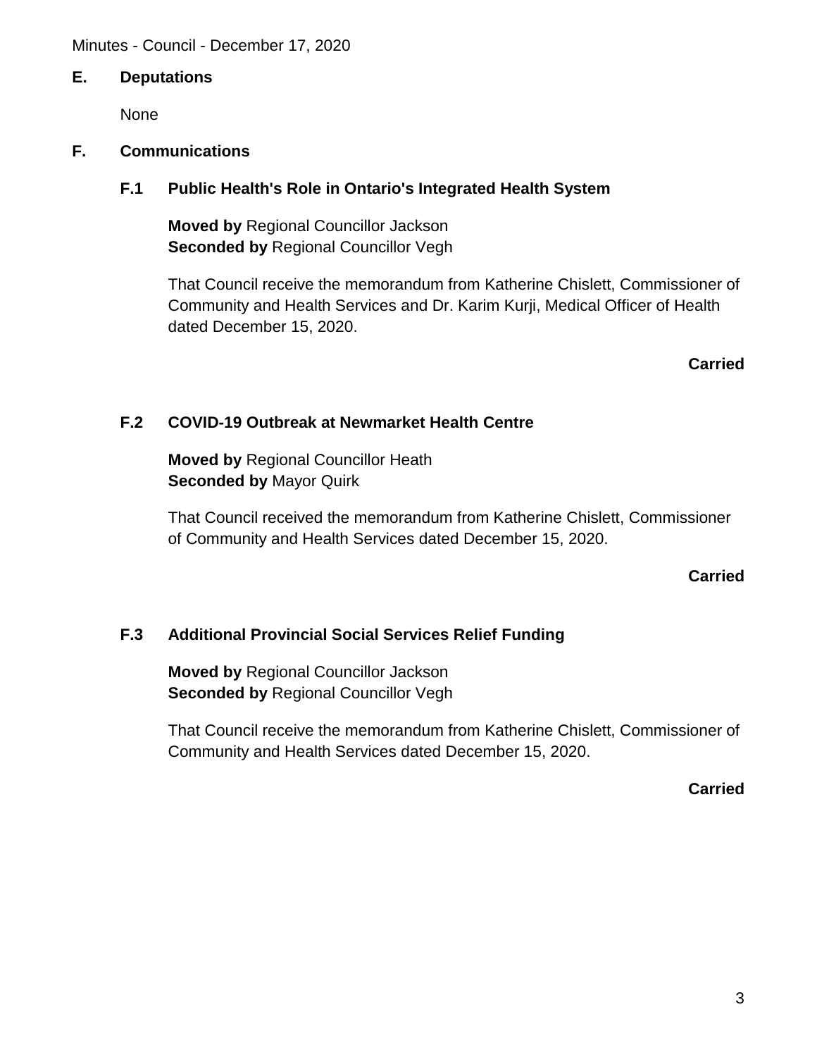## E. Deputations

None

## F. Communications

### F.1 Public Health's Role in Ontario's Integrated Health System

**Moved by** Regional Councillor Jackson
**Seconded by** Regional Councillor Vegh

That Council receive the memorandum from Katherine Chislett, Commissioner of Community and Health Services and Dr. Karim Kurji, Medical Officer of Health dated December 15, 2020.

**Carried**

### F.2 COVID-19 Outbreak at Newmarket Health Centre

**Moved by** Regional Councillor Heath
**Seconded by** Mayor Quirk

That Council received the memorandum from Katherine Chislett, Commissioner of Community and Health Services dated December 15, 2020.

**Carried**

### F.3 Additional Provincial Social Services Relief Funding

**Moved by** Regional Councillor Jackson
**Seconded by** Regional Councillor Vegh

That Council receive the memorandum from Katherine Chislett, Commissioner of Community and Health Services dated December 15, 2020.

**Carried**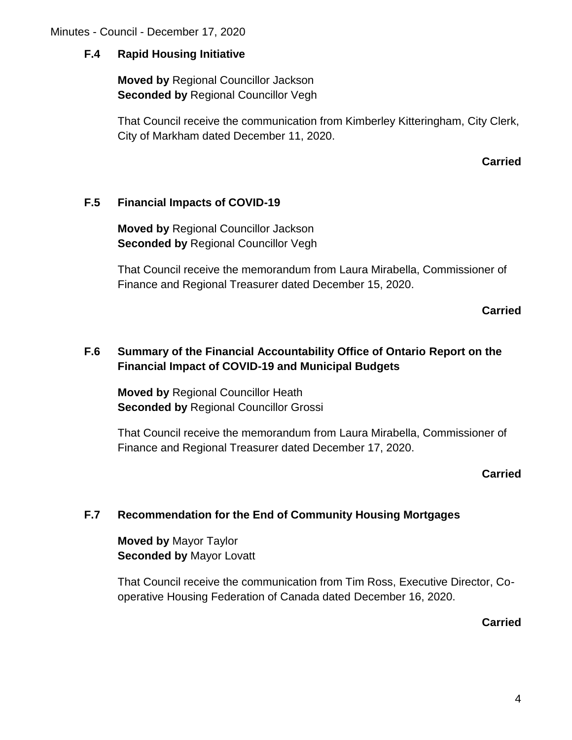### F.4 Rapid Housing Initiative

**Moved by** Regional Councillor Jackson
**Seconded by** Regional Councillor Vegh

That Council receive the communication from Kimberley Kitteringham, City Clerk, City of Markham dated December 11, 2020.

**Carried**

### F.5 Financial Impacts of COVID-19

**Moved by** Regional Councillor Jackson
**Seconded by** Regional Councillor Vegh

That Council receive the memorandum from Laura Mirabella, Commissioner of Finance and Regional Treasurer dated December 15, 2020.

**Carried**

### F.6 Summary of the Financial Accountability Office of Ontario Report on the Financial Impact of COVID-19 and Municipal Budgets

**Moved by** Regional Councillor Heath
**Seconded by** Regional Councillor Grossi

That Council receive the memorandum from Laura Mirabella, Commissioner of Finance and Regional Treasurer dated December 17, 2020.

**Carried**

### F.7 Recommendation for the End of Community Housing Mortgages

**Moved by** Mayor Taylor
**Seconded by** Mayor Lovatt

That Council receive the communication from Tim Ross, Executive Director, Co-operative Housing Federation of Canada dated December 16, 2020.

**Carried**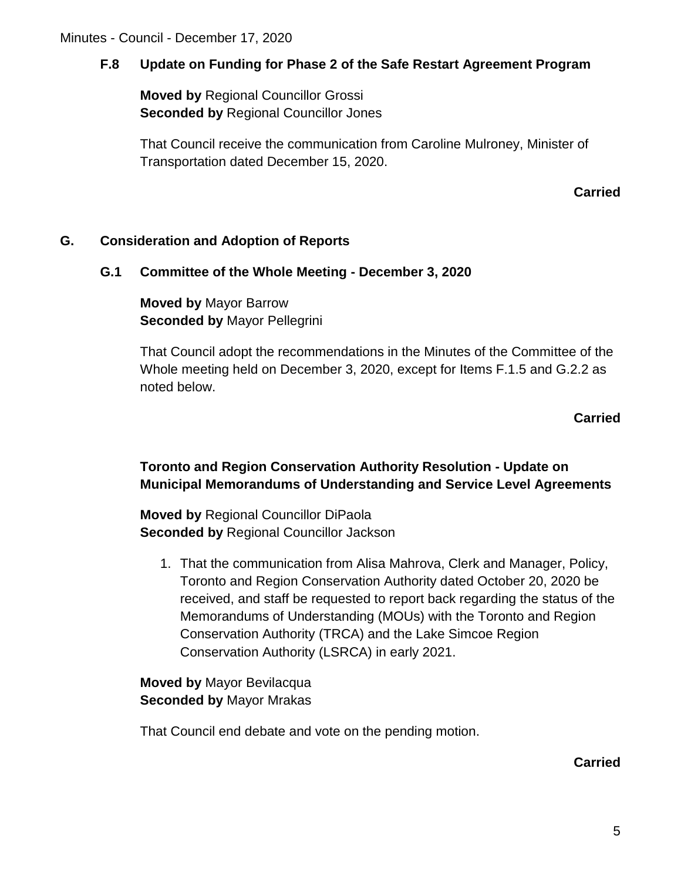### F.8 Update on Funding for Phase 2 of the Safe Restart Agreement Program

**Moved by** Regional Councillor Grossi
**Seconded by** Regional Councillor Jones

That Council receive the communication from Caroline Mulroney, Minister of Transportation dated December 15, 2020.

**Carried**

## G. Consideration and Adoption of Reports

### G.1 Committee of the Whole Meeting - December 3, 2020

**Moved by** Mayor Barrow
**Seconded by** Mayor Pellegrini

That Council adopt the recommendations in the Minutes of the Committee of the Whole meeting held on December 3, 2020, except for Items F.1.5 and G.2.2 as noted below.

**Carried**

**Toronto and Region Conservation Authority Resolution - Update on Municipal Memorandums of Understanding and Service Level Agreements**

**Moved by** Regional Councillor DiPaola
**Seconded by** Regional Councillor Jackson

1. That the communication from Alisa Mahrova, Clerk and Manager, Policy, Toronto and Region Conservation Authority dated October 20, 2020 be received, and staff be requested to report back regarding the status of the Memorandums of Understanding (MOUs) with the Toronto and Region Conservation Authority (TRCA) and the Lake Simcoe Region Conservation Authority (LSRCA) in early 2021.

**Moved by** Mayor Bevilacqua
**Seconded by** Mayor Mrakas

That Council end debate and vote on the pending motion.

**Carried**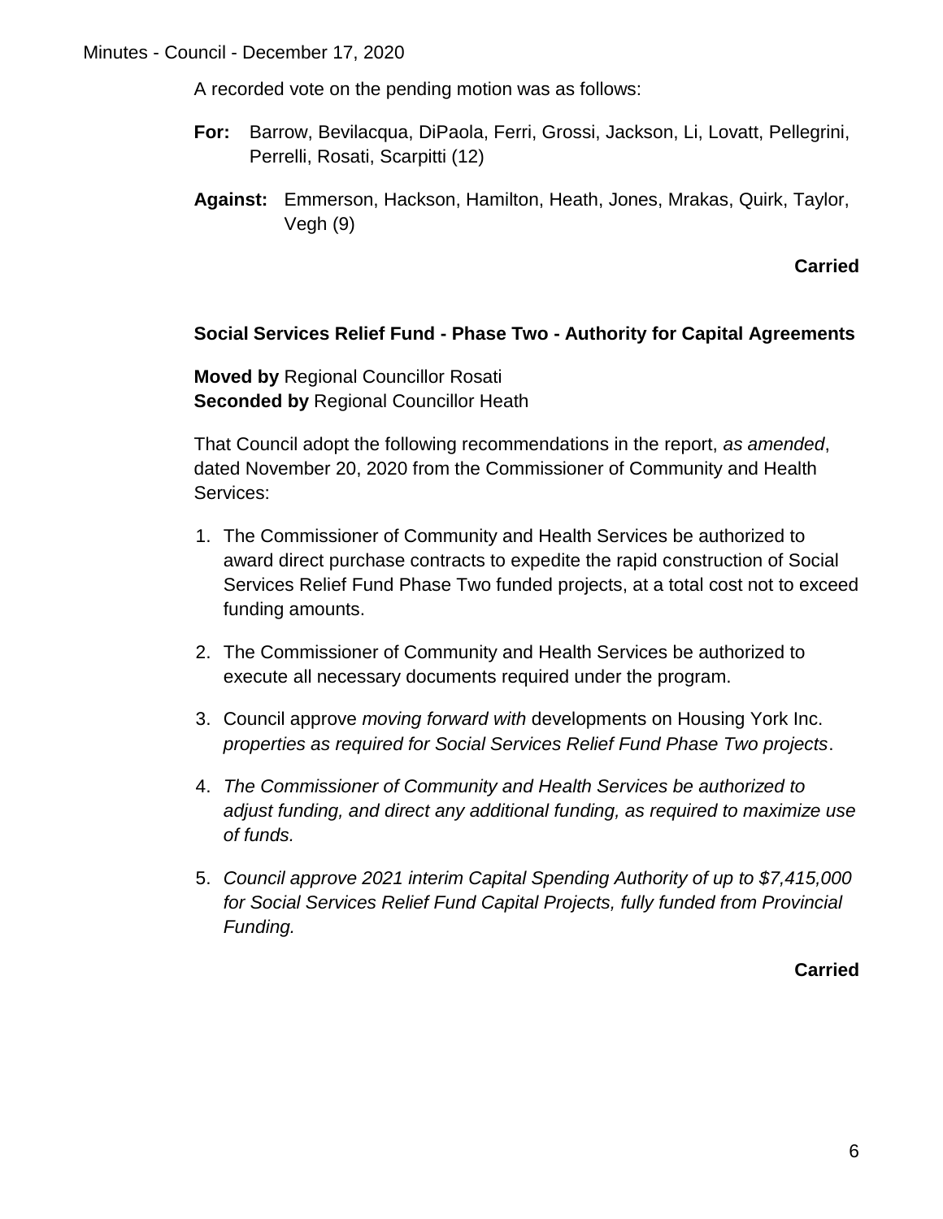A recorded vote on the pending motion was as follows:

**For:** Barrow, Bevilacqua, DiPaola, Ferri, Grossi, Jackson, Li, Lovatt, Pellegrini, Perrelli, Rosati, Scarpitti (12)

**Against:** Emmerson, Hackson, Hamilton, Heath, Jones, Mrakas, Quirk, Taylor, Vegh (9)

**Carried**

### Social Services Relief Fund - Phase Two - Authority for Capital Agreements

**Moved by** Regional Councillor Rosati
**Seconded by** Regional Councillor Heath

That Council adopt the following recommendations in the report, *as amended*, dated November 20, 2020 from the Commissioner of Community and Health Services:

1. The Commissioner of Community and Health Services be authorized to award direct purchase contracts to expedite the rapid construction of Social Services Relief Fund Phase Two funded projects, at a total cost not to exceed funding amounts.
2. The Commissioner of Community and Health Services be authorized to execute all necessary documents required under the program.
3. Council approve *moving forward with* developments on Housing York Inc. *properties as required for Social Services Relief Fund Phase Two projects*.
4. *The Commissioner of Community and Health Services be authorized to adjust funding, and direct any additional funding, as required to maximize use of funds.*
5. *Council approve 2021 interim Capital Spending Authority of up to $7,415,000 for Social Services Relief Fund Capital Projects, fully funded from Provincial Funding.*

**Carried**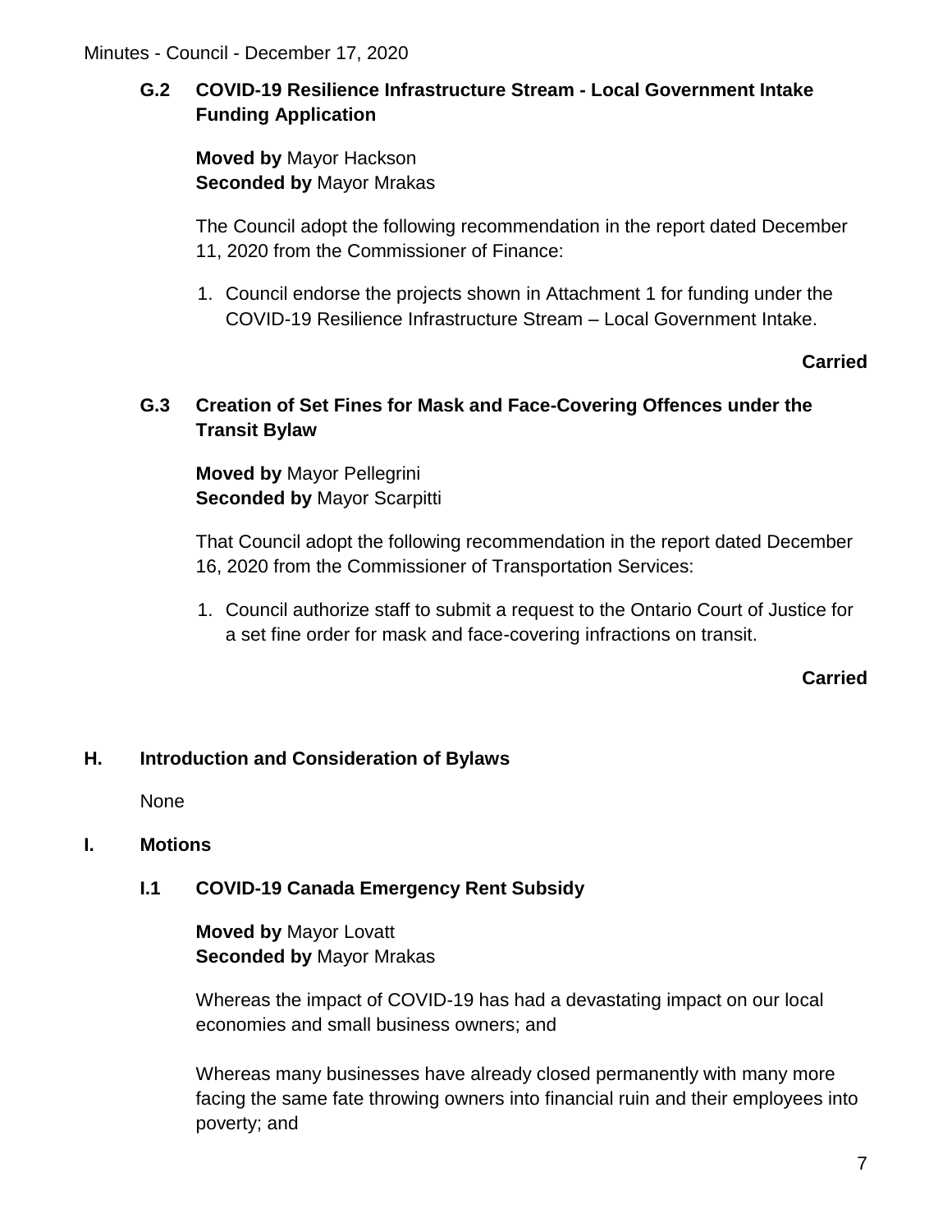### G.2 COVID-19 Resilience Infrastructure Stream - Local Government Intake Funding Application

**Moved by** Mayor Hackson
**Seconded by** Mayor Mrakas

The Council adopt the following recommendation in the report dated December 11, 2020 from the Commissioner of Finance:

1. Council endorse the projects shown in Attachment 1 for funding under the COVID-19 Resilience Infrastructure Stream – Local Government Intake.

**Carried**

### G.3 Creation of Set Fines for Mask and Face-Covering Offences under the Transit Bylaw

**Moved by** Mayor Pellegrini
**Seconded by** Mayor Scarpitti

That Council adopt the following recommendation in the report dated December 16, 2020 from the Commissioner of Transportation Services:

1. Council authorize staff to submit a request to the Ontario Court of Justice for a set fine order for mask and face-covering infractions on transit.

**Carried**

## H. Introduction and Consideration of Bylaws

None

## I. Motions

### I.1 COVID-19 Canada Emergency Rent Subsidy

**Moved by** Mayor Lovatt
**Seconded by** Mayor Mrakas

Whereas the impact of COVID-19 has had a devastating impact on our local economies and small business owners; and

Whereas many businesses have already closed permanently with many more facing the same fate throwing owners into financial ruin and their employees into poverty; and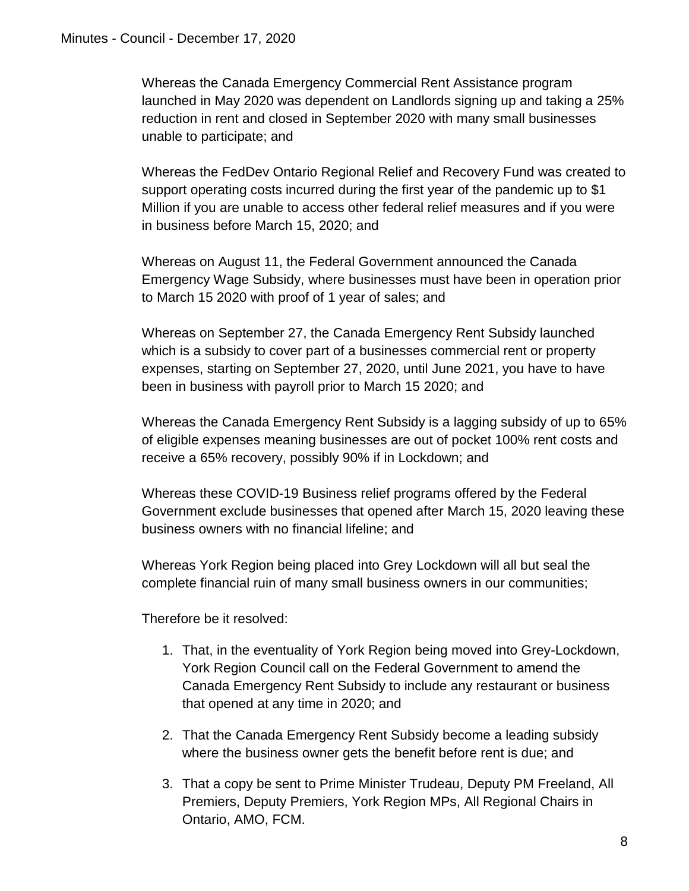Whereas the Canada Emergency Commercial Rent Assistance program launched in May 2020 was dependent on Landlords signing up and taking a 25% reduction in rent and closed in September 2020 with many small businesses unable to participate; and

Whereas the FedDev Ontario Regional Relief and Recovery Fund was created to support operating costs incurred during the first year of the pandemic up to $1 Million if you are unable to access other federal relief measures and if you were in business before March 15, 2020; and

Whereas on August 11, the Federal Government announced the Canada Emergency Wage Subsidy, where businesses must have been in operation prior to March 15 2020 with proof of 1 year of sales; and

Whereas on September 27, the Canada Emergency Rent Subsidy launched which is a subsidy to cover part of a businesses commercial rent or property expenses, starting on September 27, 2020, until June 2021, you have to have been in business with payroll prior to March 15 2020; and

Whereas the Canada Emergency Rent Subsidy is a lagging subsidy of up to 65% of eligible expenses meaning businesses are out of pocket 100% rent costs and receive a 65% recovery, possibly 90% if in Lockdown; and

Whereas these COVID-19 Business relief programs offered by the Federal Government exclude businesses that opened after March 15, 2020 leaving these business owners with no financial lifeline; and

Whereas York Region being placed into Grey Lockdown will all but seal the complete financial ruin of many small business owners in our communities;

Therefore be it resolved:

1. That, in the eventuality of York Region being moved into Grey-Lockdown, York Region Council call on the Federal Government to amend the Canada Emergency Rent Subsidy to include any restaurant or business that opened at any time in 2020; and
2. That the Canada Emergency Rent Subsidy become a leading subsidy where the business owner gets the benefit before rent is due; and
3. That a copy be sent to Prime Minister Trudeau, Deputy PM Freeland, All Premiers, Deputy Premiers, York Region MPs, All Regional Chairs in Ontario, AMO, FCM.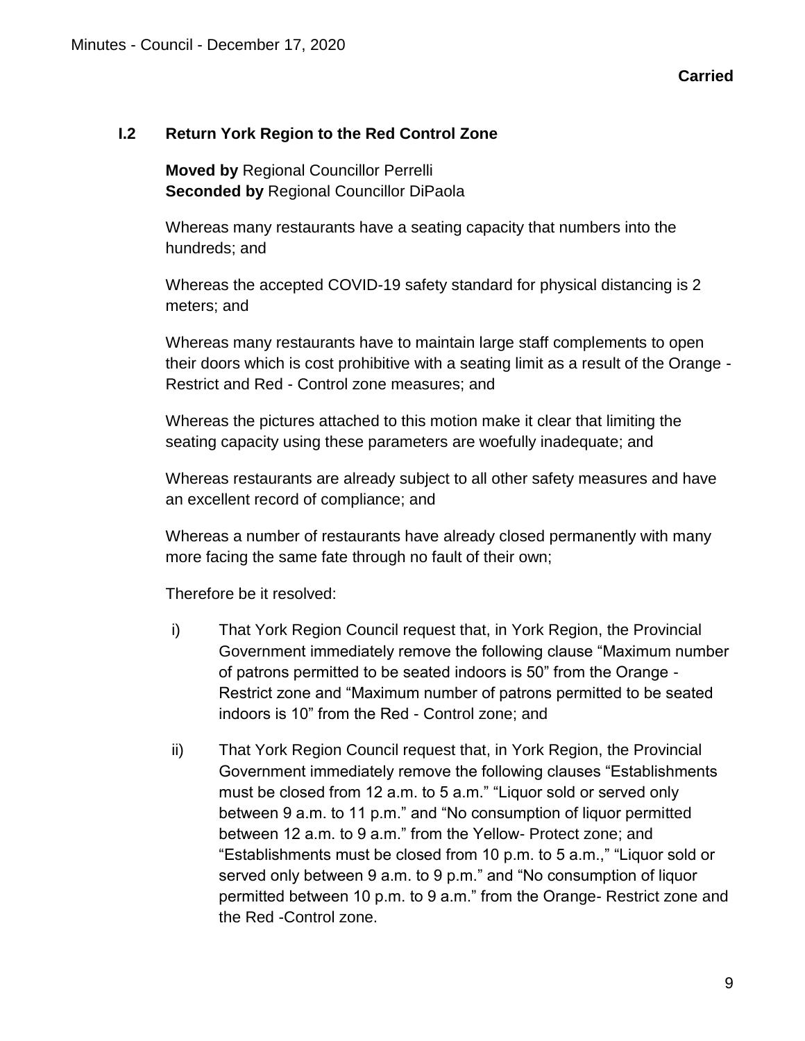**Carried**

### I.2 Return York Region to the Red Control Zone

**Moved by** Regional Councillor Perrelli
**Seconded by** Regional Councillor DiPaola

Whereas many restaurants have a seating capacity that numbers into the hundreds; and

Whereas the accepted COVID-19 safety standard for physical distancing is 2 meters; and

Whereas many restaurants have to maintain large staff complements to open their doors which is cost prohibitive with a seating limit as a result of the Orange - Restrict and Red - Control zone measures; and

Whereas the pictures attached to this motion make it clear that limiting the seating capacity using these parameters are woefully inadequate; and

Whereas restaurants are already subject to all other safety measures and have an excellent record of compliance; and

Whereas a number of restaurants have already closed permanently with many more facing the same fate through no fault of their own;

Therefore be it resolved:

i) That York Region Council request that, in York Region, the Provincial Government immediately remove the following clause "Maximum number of patrons permitted to be seated indoors is 50" from the Orange - Restrict zone and "Maximum number of patrons permitted to be seated indoors is 10" from the Red - Control zone; and

ii) That York Region Council request that, in York Region, the Provincial Government immediately remove the following clauses "Establishments must be closed from 12 a.m. to 5 a.m." "Liquor sold or served only between 9 a.m. to 11 p.m." and "No consumption of liquor permitted between 12 a.m. to 9 a.m." from the Yellow- Protect zone; and "Establishments must be closed from 10 p.m. to 5 a.m.," "Liquor sold or served only between 9 a.m. to 9 p.m." and "No consumption of liquor permitted between 10 p.m. to 9 a.m." from the Orange- Restrict zone and the Red -Control zone.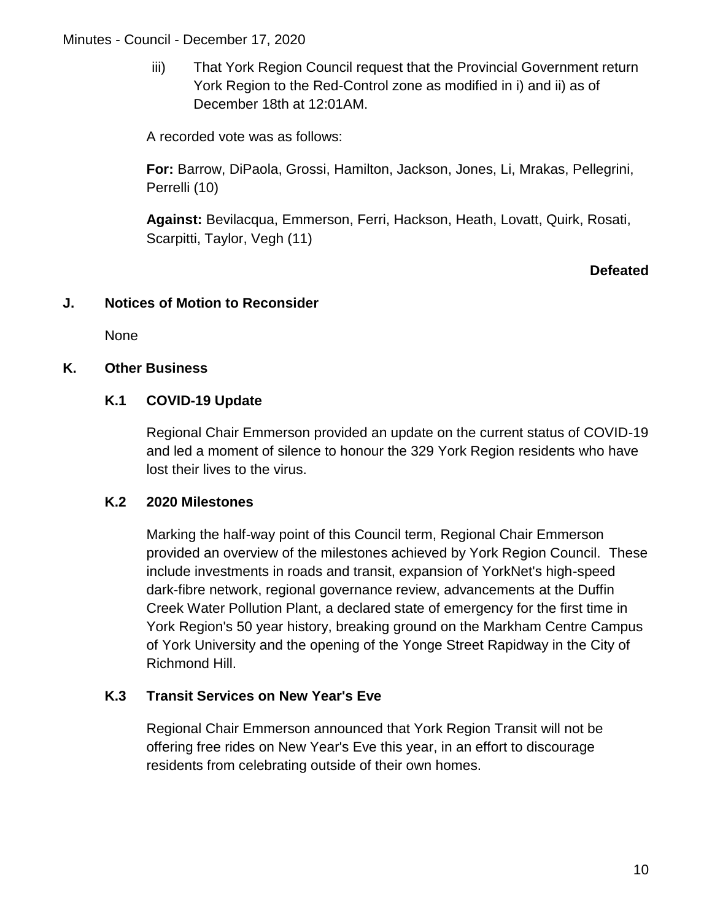iii) That York Region Council request that the Provincial Government return York Region to the Red-Control zone as modified in i) and ii) as of December 18th at 12:01AM.

A recorded vote was as follows:

**For:** Barrow, DiPaola, Grossi, Hamilton, Jackson, Jones, Li, Mrakas, Pellegrini, Perrelli (10)

**Against:** Bevilacqua, Emmerson, Ferri, Hackson, Heath, Lovatt, Quirk, Rosati, Scarpitti, Taylor, Vegh (11)

**Defeated**

## J. Notices of Motion to Reconsider

None

## K. Other Business

### K.1 COVID-19 Update

Regional Chair Emmerson provided an update on the current status of COVID-19 and led a moment of silence to honour the 329 York Region residents who have lost their lives to the virus.

### K.2 2020 Milestones

Marking the half-way point of this Council term, Regional Chair Emmerson provided an overview of the milestones achieved by York Region Council. These include investments in roads and transit, expansion of YorkNet's high-speed dark-fibre network, regional governance review, advancements at the Duffin Creek Water Pollution Plant, a declared state of emergency for the first time in York Region's 50 year history, breaking ground on the Markham Centre Campus of York University and the opening of the Yonge Street Rapidway in the City of Richmond Hill.

### K.3 Transit Services on New Year's Eve

Regional Chair Emmerson announced that York Region Transit will not be offering free rides on New Year's Eve this year, in an effort to discourage residents from celebrating outside of their own homes.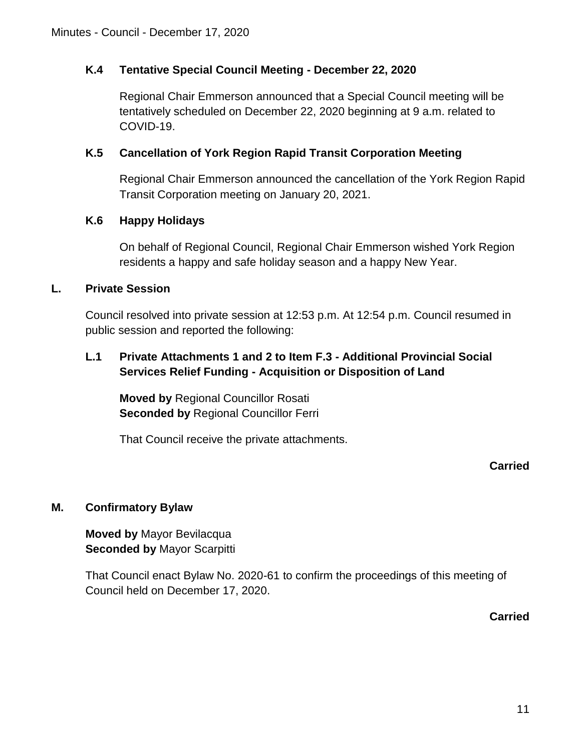### K.4 Tentative Special Council Meeting - December 22, 2020

Regional Chair Emmerson announced that a Special Council meeting will be tentatively scheduled on December 22, 2020 beginning at 9 a.m. related to COVID-19.

### K.5 Cancellation of York Region Rapid Transit Corporation Meeting

Regional Chair Emmerson announced the cancellation of the York Region Rapid Transit Corporation meeting on January 20, 2021.

### K.6 Happy Holidays

On behalf of Regional Council, Regional Chair Emmerson wished York Region residents a happy and safe holiday season and a happy New Year.

## L. Private Session

Council resolved into private session at 12:53 p.m. At 12:54 p.m. Council resumed in public session and reported the following:

### L.1 Private Attachments 1 and 2 to Item F.3 - Additional Provincial Social Services Relief Funding - Acquisition or Disposition of Land

**Moved by** Regional Councillor Rosati
**Seconded by** Regional Councillor Ferri

That Council receive the private attachments.

**Carried**

## M. Confirmatory Bylaw

**Moved by** Mayor Bevilacqua
**Seconded by** Mayor Scarpitti

That Council enact Bylaw No. 2020-61 to confirm the proceedings of this meeting of Council held on December 17, 2020.

**Carried**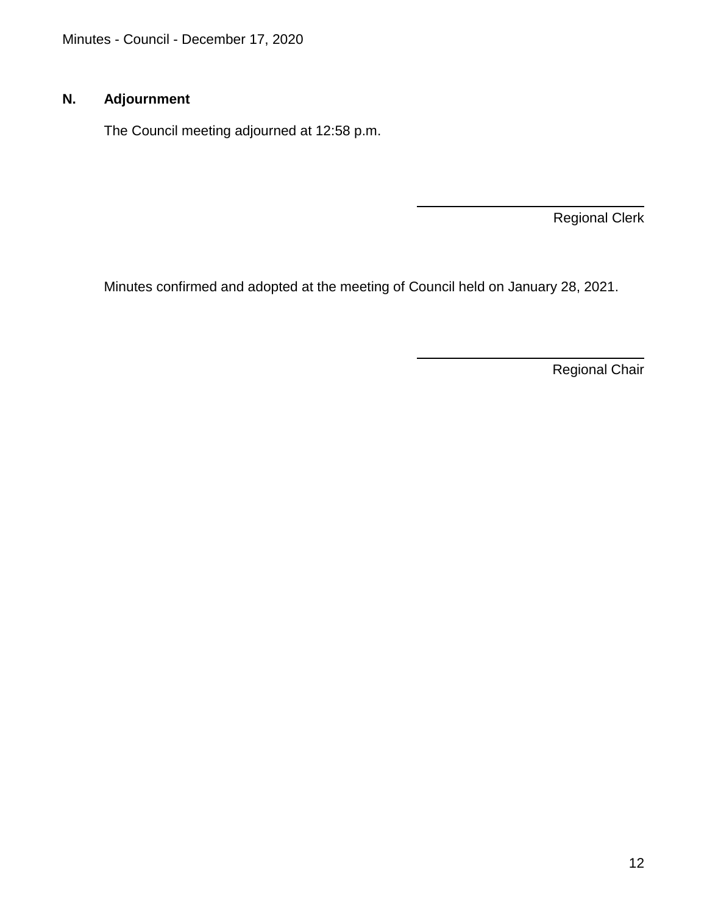## N. Adjournment

The Council meeting adjourned at 12:58 p.m.

\_\_\_\_\_\_\_\_\_\_\_\_\_\_\_\_\_\_\_\_\_\_\_\_\_\_\_\_\_\_

Regional Clerk

Minutes confirmed and adopted at the meeting of Council held on January 28, 2021.

\_\_\_\_\_\_\_\_\_\_\_\_\_\_\_\_\_\_\_\_\_\_\_\_\_\_\_\_\_\_

Regional Chair